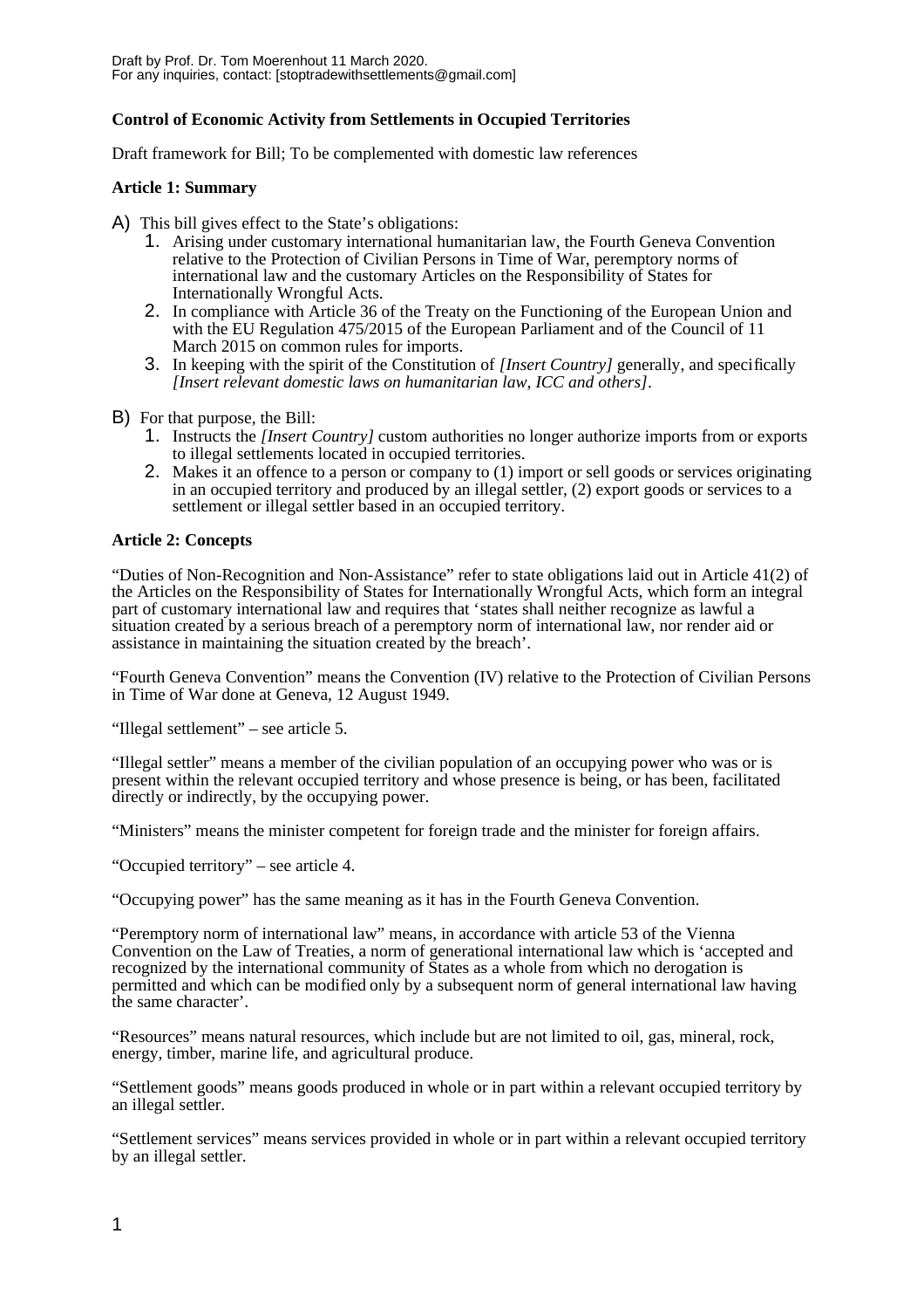Draft by Prof. Dr. Tom Moerenhout 11 March 2020.
For any inquiries, contact: [stoptradewithsettlements@gmail.com]

**Control of Economic Activity from Settlements in Occupied Territories**

Draft framework for Bill; To be complemented with domestic law references

**Article 1: Summary**

A) This bill gives effect to the State's obligations:
   1. Arising under customary international humanitarian law, the Fourth Geneva Convention relative to the Protection of Civilian Persons in Time of War, peremptory norms of international law and the customary Articles on the Responsibility of States for Internationally Wrongful Acts.
   2. In compliance with Article 36 of the Treaty on the Functioning of the European Union and with the EU Regulation 475/2015 of the European Parliament and of the Council of 11 March 2015 on common rules for imports.
   3. In keeping with the spirit of the Constitution of *[Insert Country]* generally, and specifically *[Insert relevant domestic laws on humanitarian law, ICC and others]*.

B) For that purpose, the Bill:
   1. Instructs the *[Insert Country]* custom authorities no longer authorize imports from or exports to illegal settlements located in occupied territories.
   2. Makes it an offence to a person or company to (1) import or sell goods or services originating in an occupied territory and produced by an illegal settler, (2) export goods or services to a settlement or illegal settler based in an occupied territory.

**Article 2: Concepts**

"Duties of Non-Recognition and Non-Assistance" refer to state obligations laid out in Article 41(2) of the Articles on the Responsibility of States for Internationally Wrongful Acts, which form an integral part of customary international law and requires that 'states shall neither recognize as lawful a situation created by a serious breach of a peremptory norm of international law, nor render aid or assistance in maintaining the situation created by the breach'.

"Fourth Geneva Convention" means the Convention (IV) relative to the Protection of Civilian Persons in Time of War done at Geneva, 12 August 1949.

"Illegal settlement" – see article 5.

"Illegal settler" means a member of the civilian population of an occupying power who was or is present within the relevant occupied territory and whose presence is being, or has been, facilitated directly or indirectly, by the occupying power.

"Ministers" means the minister competent for foreign trade and the minister for foreign affairs.

"Occupied territory" – see article 4.

"Occupying power" has the same meaning as it has in the Fourth Geneva Convention.

"Peremptory norm of international law" means, in accordance with article 53 of the Vienna Convention on the Law of Treaties, a norm of generational international law which is 'accepted and recognized by the international community of States as a whole from which no derogation is permitted and which can be modified only by a subsequent norm of general international law having the same character'.

"Resources" means natural resources, which include but are not limited to oil, gas, mineral, rock, energy, timber, marine life, and agricultural produce.

"Settlement goods" means goods produced in whole or in part within a relevant occupied territory by an illegal settler.

"Settlement services" means services provided in whole or in part within a relevant occupied territory by an illegal settler.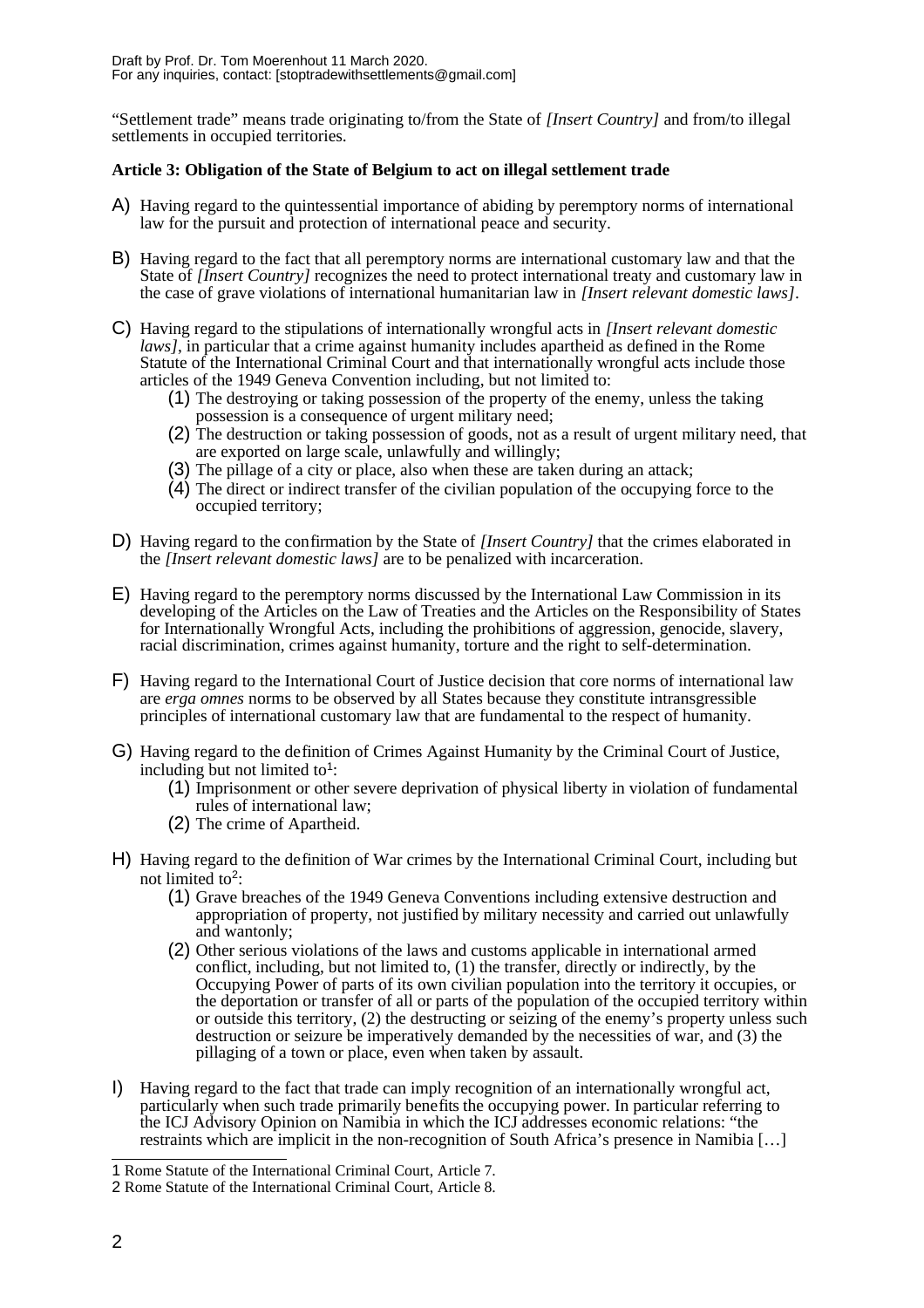"Settlement trade" means trade originating to/from the State of *[Insert Country]* and from/to illegal settlements in occupied territories.

**Article 3: Obligation of the State of Belgium to act on illegal settlement trade**

A) Having regard to the quintessential importance of abiding by peremptory norms of international law for the pursuit and protection of international peace and security.

B) Having regard to the fact that all peremptory norms are international customary law and that the State of *[Insert Country]* recognizes the need to protect international treaty and customary law in the case of grave violations of international humanitarian law in *[Insert relevant domestic laws]*.

C) Having regard to the stipulations of internationally wrongful acts in *[Insert relevant domestic laws]*, in particular that a crime against humanity includes apartheid as defined in the Rome Statute of the International Criminal Court and that internationally wrongful acts include those articles of the 1949 Geneva Convention including, but not limited to:
   (1) The destroying or taking possession of the property of the enemy, unless the taking possession is a consequence of urgent military need;
   (2) The destruction or taking possession of goods, not as a result of urgent military need, that are exported on large scale, unlawfully and willingly;
   (3) The pillage of a city or place, also when these are taken during an attack;
   (4) The direct or indirect transfer of the civilian population of the occupying force to the occupied territory;

D) Having regard to the confirmation by the State of *[Insert Country]* that the crimes elaborated in the *[Insert relevant domestic laws]* are to be penalized with incarceration.

E) Having regard to the peremptory norms discussed by the International Law Commission in its developing of the Articles on the Law of Treaties and the Articles on the Responsibility of States for Internationally Wrongful Acts, including the prohibitions of aggression, genocide, slavery, racial discrimination, crimes against humanity, torture and the right to self-determination.

F) Having regard to the International Court of Justice decision that core norms of international law are *erga omnes* norms to be observed by all States because they constitute intransgressible principles of international customary law that are fundamental to the respect of humanity.

G) Having regard to the definition of Crimes Against Humanity by the Criminal Court of Justice, including but not limited to[1]:
   (1) Imprisonment or other severe deprivation of physical liberty in violation of fundamental rules of international law;
   (2) The crime of Apartheid.

H) Having regard to the definition of War crimes by the International Criminal Court, including but not limited to[2]:
   (1) Grave breaches of the 1949 Geneva Conventions including extensive destruction and appropriation of property, not justified by military necessity and carried out unlawfully and wantonly;
   (2) Other serious violations of the laws and customs applicable in international armed conflict, including, but not limited to, (1) the transfer, directly or indirectly, by the Occupying Power of parts of its own civilian population into the territory it occupies, or the deportation or transfer of all or parts of the population of the occupied territory within or outside this territory, (2) the destructing or seizing of the enemy's property unless such destruction or seizure be imperatively demanded by the necessities of war, and (3) the pillaging of a town or place, even when taken by assault.

I) Having regard to the fact that trade can imply recognition of an internationally wrongful act, particularly when such trade primarily benefits the occupying power. In particular referring to the ICJ Advisory Opinion on Namibia in which the ICJ addresses economic relations: "the restraints which are implicit in the non-recognition of South Africa's presence in Namibia […]

---

1 Rome Statute of the International Criminal Court, Article 7.

2 Rome Statute of the International Criminal Court, Article 8.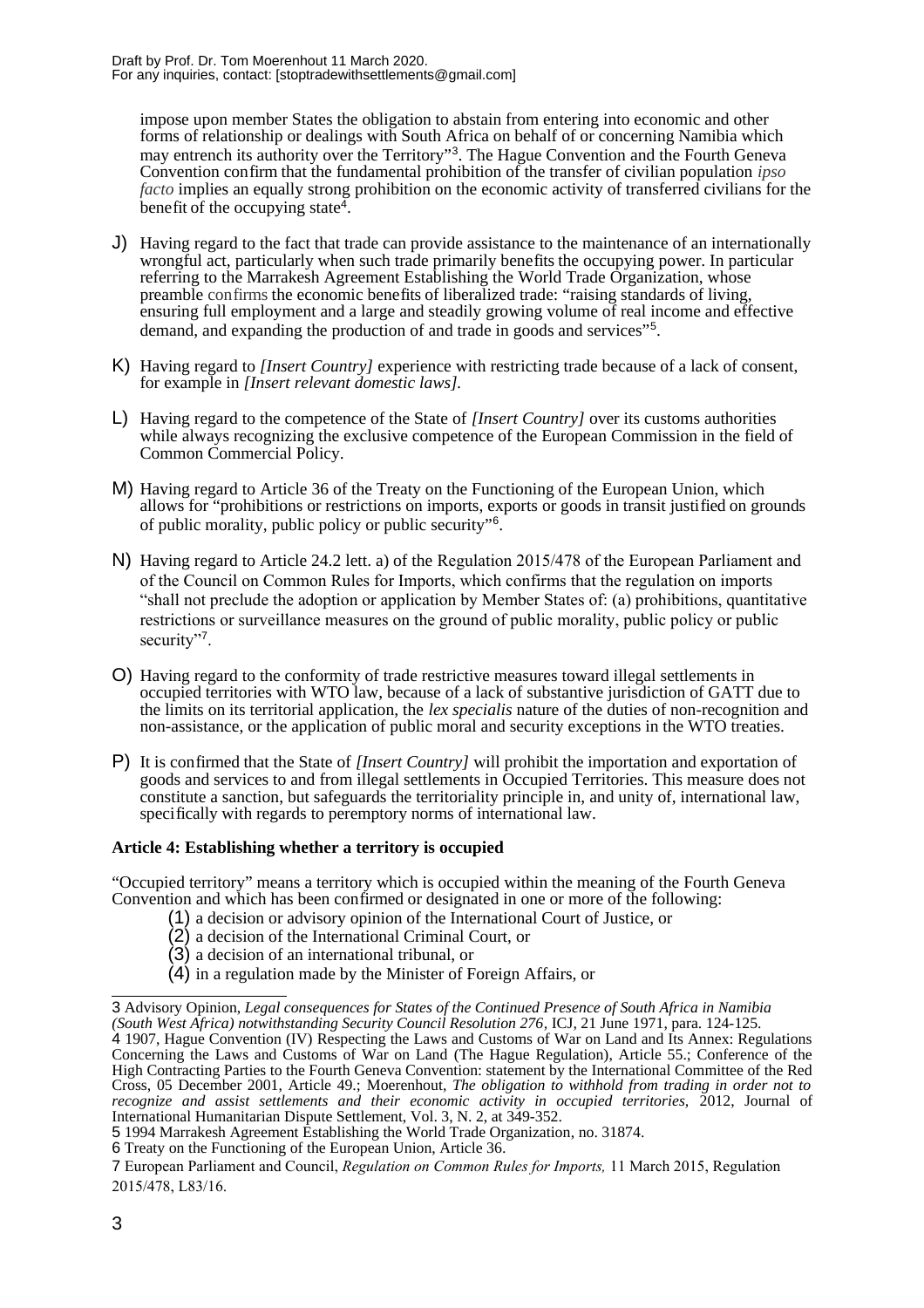impose upon member States the obligation to abstain from entering into economic and other forms of relationship or dealings with South Africa on behalf of or concerning Namibia which may entrench its authority over the Territory"[3]. The Hague Convention and the Fourth Geneva Convention confirm that the fundamental prohibition of the transfer of civilian population *ipso facto* implies an equally strong prohibition on the economic activity of transferred civilians for the benefit of the occupying state[4].

J) Having regard to the fact that trade can provide assistance to the maintenance of an internationally wrongful act, particularly when such trade primarily benefits the occupying power. In particular referring to the Marrakesh Agreement Establishing the World Trade Organization, whose preamble confirms the economic benefits of liberalized trade: "raising standards of living, ensuring full employment and a large and steadily growing volume of real income and effective demand, and expanding the production of and trade in goods and services"[5].

K) Having regard to *[Insert Country]* experience with restricting trade because of a lack of consent, for example in *[Insert relevant domestic laws]*.

L) Having regard to the competence of the State of *[Insert Country]* over its customs authorities while always recognizing the exclusive competence of the European Commission in the field of Common Commercial Policy.

M) Having regard to Article 36 of the Treaty on the Functioning of the European Union, which allows for "prohibitions or restrictions on imports, exports or goods in transit justified on grounds of public morality, public policy or public security"[6].

N) Having regard to Article 24.2 lett. a) of the Regulation 2015/478 of the European Parliament and of the Council on Common Rules for Imports, which confirms that the regulation on imports "shall not preclude the adoption or application by Member States of: (a) prohibitions, quantitative restrictions or surveillance measures on the ground of public morality, public policy or public security"[7].

O) Having regard to the conformity of trade restrictive measures toward illegal settlements in occupied territories with WTO law, because of a lack of substantive jurisdiction of GATT due to the limits on its territorial application, the *lex specialis* nature of the duties of non-recognition and non-assistance, or the application of public moral and security exceptions in the WTO treaties.

P) It is confirmed that the State of *[Insert Country]* will prohibit the importation and exportation of goods and services to and from illegal settlements in Occupied Territories. This measure does not constitute a sanction, but safeguards the territoriality principle in, and unity of, international law, specifically with regards to peremptory norms of international law.

**Article 4: Establishing whether a territory is occupied**

"Occupied territory" means a territory which is occupied within the meaning of the Fourth Geneva Convention and which has been confirmed or designated in one or more of the following:

(1) a decision or advisory opinion of the International Court of Justice, or
(2) a decision of the International Criminal Court, or
(3) a decision of an international tribunal, or
(4) in a regulation made by the Minister of Foreign Affairs, or

---

3 Advisory Opinion, *Legal consequences for States of the Continued Presence of South Africa in Namibia (South West Africa) notwithstanding Security Council Resolution 276*, ICJ, 21 June 1971, para. 124-125.

4 1907, Hague Convention (IV) Respecting the Laws and Customs of War on Land and Its Annex: Regulations Concerning the Laws and Customs of War on Land (The Hague Regulation), Article 55.; Conference of the High Contracting Parties to the Fourth Geneva Convention: statement by the International Committee of the Red Cross, 05 December 2001, Article 49.; Moerenhout, *The obligation to withhold from trading in order not to recognize and assist settlements and their economic activity in occupied territories*, 2012, Journal of International Humanitarian Dispute Settlement, Vol. 3, N. 2, at 349-352.

5 1994 Marrakesh Agreement Establishing the World Trade Organization, no. 31874.

6 Treaty on the Functioning of the European Union, Article 36.

7 European Parliament and Council, *Regulation on Common Rules for Imports,* 11 March 2015, Regulation 2015/478, L83/16.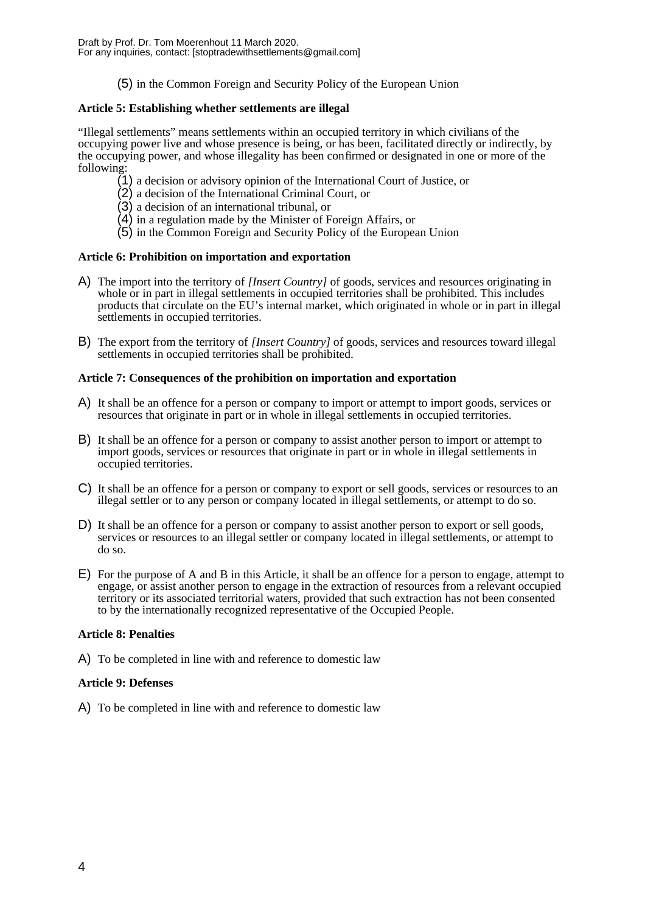(5) in the Common Foreign and Security Policy of the European Union

**Article 5: Establishing whether settlements are illegal**

"Illegal settlements" means settlements within an occupied territory in which civilians of the occupying power live and whose presence is being, or has been, facilitated directly or indirectly, by the occupying power, and whose illegality has been confirmed or designated in one or more of the following:

(1) a decision or advisory opinion of the International Court of Justice, or
(2) a decision of the International Criminal Court, or
(3) a decision of an international tribunal, or
(4) in a regulation made by the Minister of Foreign Affairs, or
(5) in the Common Foreign and Security Policy of the European Union

**Article 6: Prohibition on importation and exportation**

A) The import into the territory of *[Insert Country]* of goods, services and resources originating in whole or in part in illegal settlements in occupied territories shall be prohibited. This includes products that circulate on the EU's internal market, which originated in whole or in part in illegal settlements in occupied territories.

B) The export from the territory of *[Insert Country]* of goods, services and resources toward illegal settlements in occupied territories shall be prohibited.

**Article 7: Consequences of the prohibition on importation and exportation**

A) It shall be an offence for a person or company to import or attempt to import goods, services or resources that originate in part or in whole in illegal settlements in occupied territories.

B) It shall be an offence for a person or company to assist another person to import or attempt to import goods, services or resources that originate in part or in whole in illegal settlements in occupied territories.

C) It shall be an offence for a person or company to export or sell goods, services or resources to an illegal settler or to any person or company located in illegal settlements, or attempt to do so.

D) It shall be an offence for a person or company to assist another person to export or sell goods, services or resources to an illegal settler or company located in illegal settlements, or attempt to do so.

E) For the purpose of A and B in this Article, it shall be an offence for a person to engage, attempt to engage, or assist another person to engage in the extraction of resources from a relevant occupied territory or its associated territorial waters, provided that such extraction has not been consented to by the internationally recognized representative of the Occupied People.

**Article 8: Penalties**

A) To be completed in line with and reference to domestic law

**Article 9: Defenses**

A) To be completed in line with and reference to domestic law